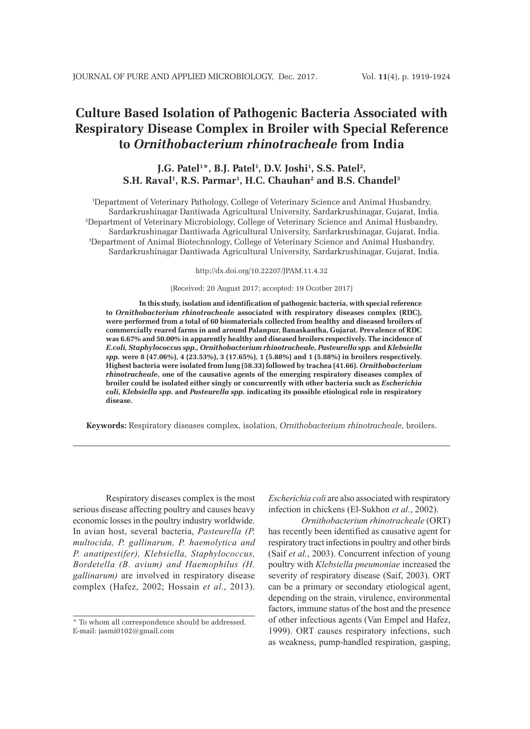# Culture Based Isolation of Pathogenic Bacteria Associated with Respiratory Disease Complex in Broiler with Special Reference to *Ornithobacterium rhinotracheale* from India

**J.G. Patel[1]*, B.J. Patel[1], D.V. Joshi[1], S.S. Patel[2], S.H. Raval[1], R.S. Parmar[1], H.C. Chauhan[2] and B.S. Chandel[3]**

[1]Department of Veterinary Pathology, College of Veterinary Science and Animal Husbandry, Sardarkrushinagar Dantiwada Agricultural University, Sardarkrushinagar, Gujarat, India.
[2]Department of Veterinary Microbiology, College of Veterinary Science and Animal Husbandry, Sardarkrushinagar Dantiwada Agricultural University, Sardarkrushinagar, Gujarat, India.
[3]Department of Animal Biotechnology, College of Veterinary Science and Animal Husbandry, Sardarkrushinagar Dantiwada Agricultural University, Sardarkrushinagar, Gujarat, India.

http://dx.doi.org/10.22207/JPAM.11.4.32

(Received: 20 August 2017; accepted: 19 Ocotber 2017)

**In this study, isolation and identification of pathogenic bacteria, with special reference to *Ornithobacterium rhinotracheale* associated with respiratory diseases complex (RDC), were performed from a total of 60 biomaterials collected from healthy and diseased broilers of commercially reared farms in and around Palanpur, Banaskantha, Gujarat. Prevalence of RDC was 6.67% and 50.00% in apparently healthy and diseased broilers respectively. The incidence of *E.coli, Staphylococcus spp., Ornithobacterium rhinotracheale, Pasteurella spp.* and *Klebsiella spp.* were 8 (47.06%), 4 (23.53%), 3 (17.65%), 1 (5.88%) and 1 (5.88%) in broilers respectively. Highest bacteria were isolated from lung (58.33) followed by trachea (41.66). *Ornithobacterium rhinotracheale*, one of the causative agents of the emerging respiratory diseases complex of broiler could be isolated either singly or concurrently with other bacteria such as *Escherichia coli, Klebsiella spp.* and *Pasteurella spp.* indicating its possible etiological role in respiratory disease.**

**Keywords:** Respiratory diseases complex, isolation, *Ornithobacterium rhinotracheale*, broilers.

Respiratory diseases complex is the most serious disease affecting poultry and causes heavy economic losses in the poultry industry worldwide. In avian host, several bacteria, *Pasteurella (P. multocida, P. gallinarum, P. haemolytica and P. anatipestifer), Klebsiella, Staphylococcus, Bordetella (B. avium) and Haemophilus (H. gallinarum)* are involved in respiratory disease complex (Hafez, 2002; Hossain *et al.*, 2013). *Escherichia coli* are also associated with respiratory infection in chickens (El-Sukhon *et al.*, 2002).

*Ornithobacterium rhinotracheale* (ORT) has recently been identified as causative agent for respiratory tract infections in poultry and other birds (Saif *et al.*, 2003). Concurrent infection of young poultry with *Klebsiella pneumoniae* increased the severity of respiratory disease (Saif, 2003). ORT can be a primary or secondary etiological agent, depending on the strain, virulence, environmental factors, immune status of the host and the presence of other infectious agents (Van Empel and Hafez, 1999). ORT causes respiratory infections, such as weakness, pump-handled respiration, gasping,

* To whom all correspondence should be addressed.
E-mail: jasmi0102@gmail.com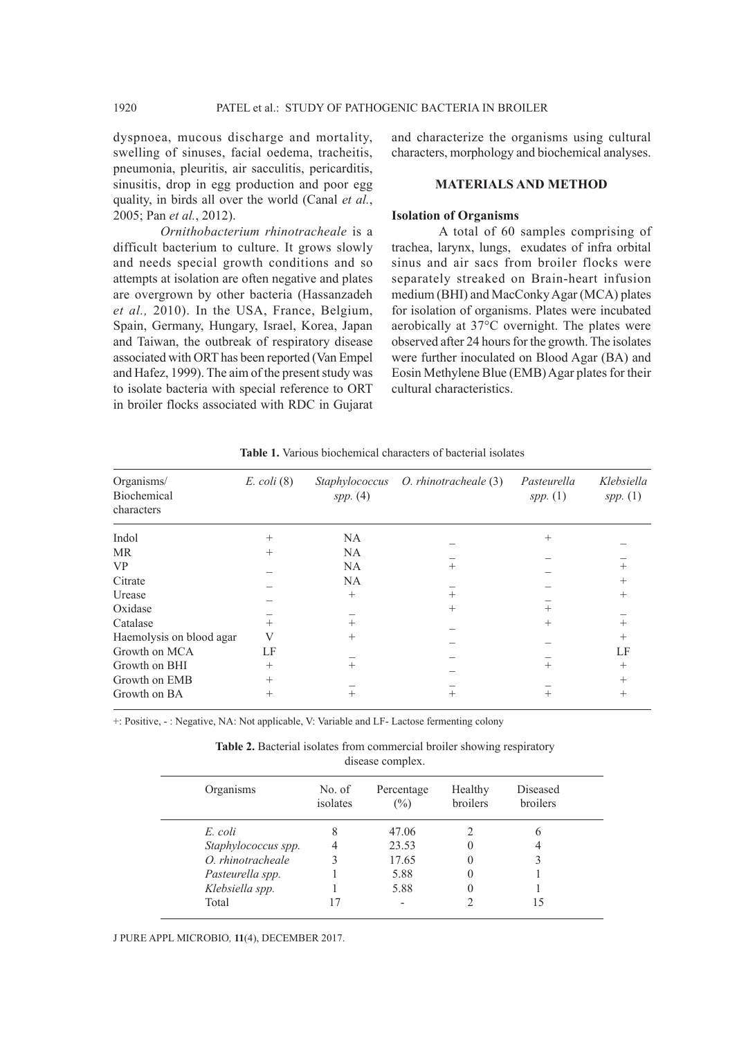dyspnoea, mucous discharge and mortality, swelling of sinuses, facial oedema, tracheitis, pneumonia, pleuritis, air sacculitis, pericarditis, sinusitis, drop in egg production and poor egg quality, in birds all over the world (Canal *et al.*, 2005; Pan *et al.*, 2012).

*Ornithobacterium rhinotracheale* is a difficult bacterium to culture. It grows slowly and needs special growth conditions and so attempts at isolation are often negative and plates are overgrown by other bacteria (Hassanzadeh *et al.,* 2010). In the USA, France, Belgium, Spain, Germany, Hungary, Israel, Korea, Japan and Taiwan, the outbreak of respiratory disease associated with ORT has been reported (Van Empel and Hafez, 1999). The aim of the present study was to isolate bacteria with special reference to ORT in broiler flocks associated with RDC in Gujarat and characterize the organisms using cultural characters, morphology and biochemical analyses.

## MATERIALS AND METHOD

### Isolation of Organisms

A total of 60 samples comprising of trachea, larynx, lungs, exudates of infra orbital sinus and air sacs from broiler flocks were separately streaked on Brain-heart infusion medium (BHI) and MacConky Agar (MCA) plates for isolation of organisms. Plates were incubated aerobically at 37°C overnight. The plates were observed after 24 hours for the growth. The isolates were further inoculated on Blood Agar (BA) and Eosin Methylene Blue (EMB) Agar plates for their cultural characteristics.

**Table 1.** Various biochemical characters of bacterial isolates

| Organisms/ Biochemical characters | *E. coli* (8) | *Staphylococcus spp.* (4) | *O. rhinotracheale* (3) | *Pasteurella spp.* (1) | *Klebsiella spp.* (1) |
|---|---|---|---|---|---|
| Indol | + | NA | – | + | – |
| MR | + | NA | – | – | – |
| VP | – | NA | + | – | + |
| Citrate | – | NA | – | – | + |
| Urease | – | + | + | – | + |
| Oxidase | – | – | + | + | – |
| Catalase | + | + | – | + | + |
| Haemolysis on blood agar | V | + | – | – | + |
| Growth on MCA | LF | – | – | – | LF |
| Growth on BHI | + | + | – | + | + |
| Growth on EMB | + | – | – | – | + |
| Growth on BA | + | + | + | + | + |

+: Positive, - : Negative, NA: Not applicable, V: Variable and LF- Lactose fermenting colony

**Table 2.** Bacterial isolates from commercial broiler showing respiratory disease complex.

| Organisms | No. of isolates | Percentage (%) | Healthy broilers | Diseased broilers |
|---|---|---|---|---|
| *E. coli* | 8 | 47.06 | 2 | 6 |
| *Staphylococcus spp.* | 4 | 23.53 | 0 | 4 |
| *O. rhinotracheale* | 3 | 17.65 | 0 | 3 |
| *Pasteurella spp.* | 1 | 5.88 | 0 | 1 |
| *Klebsiella spp.* | 1 | 5.88 | 0 | 1 |
| Total | 17 | - | 2 | 15 |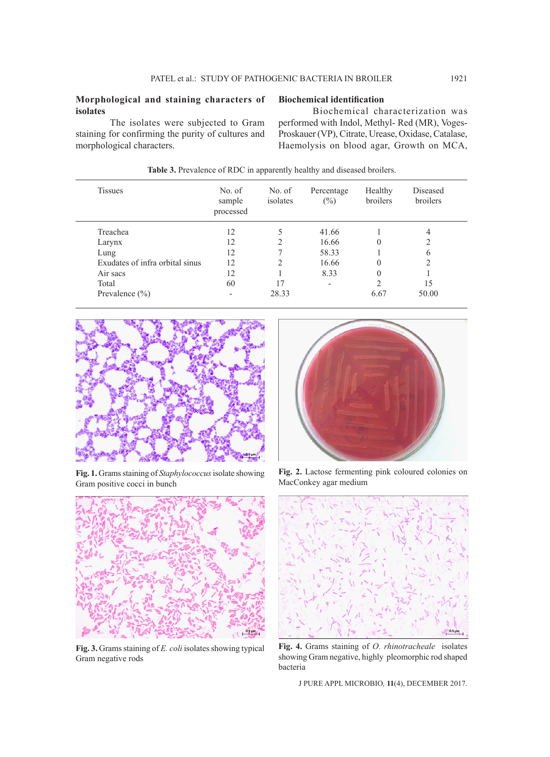## Morphological and staining characters of isolates

The isolates were subjected to Gram staining for confirming the purity of cultures and morphological characters.

## Biochemical identification

Biochemical characterization was performed with Indol, Methyl- Red (MR), Voges-Proskauer (VP), Citrate, Urease, Oxidase, Catalase, Haemolysis on blood agar, Growth on MCA,

**Table 3.** Prevalence of RDC in apparently healthy and diseased broilers.

| Tissues | No. of sample processed | No. of isolates | Percentage (%) | Healthy broilers | Diseased broilers |
|---|---|---|---|---|---|
| Treachea | 12 | 5 | 41.66 | 1 | 4 |
| Larynx | 12 | 2 | 16.66 | 0 | 2 |
| Lung | 12 | 7 | 58.33 | 1 | 6 |
| Exudates of infra orbital sinus | 12 | 2 | 16.66 | 0 | 2 |
| Air sacs | 12 | 1 | 8.33 | 0 | 1 |
| Total | 60 | 17 | - | 2 | 15 |
| Prevalence (%) | - | 28.33 | | 6.67 | 50.00 |

**Fig. 1.** Grams staining of *Staphylococcus* isolate showing Gram positive cocci in bunch

**Fig. 2.** Lactose fermenting pink coloured colonies on MacConkey agar medium

**Fig. 3.** Grams staining of *E. coli* isolates showing typical Gram negative rods

**Fig. 4.** Grams staining of *O. rhinotracheale* isolates showing Gram negative, highly pleomorphic rod shaped bacteria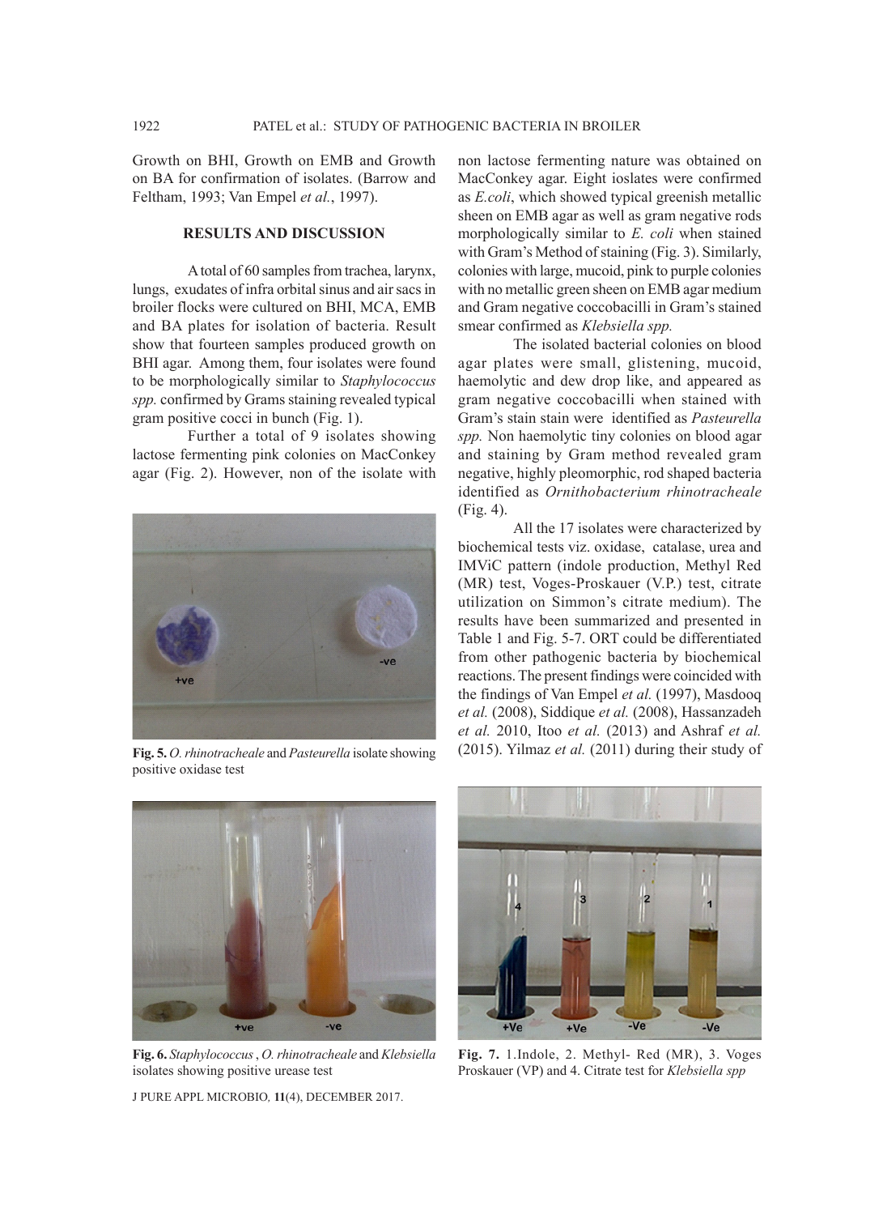Growth on BHI, Growth on EMB and Growth on BA for confirmation of isolates. (Barrow and Feltham, 1993; Van Empel *et al.*, 1997).

## RESULTS AND DISCUSSION

A total of 60 samples from trachea, larynx, lungs, exudates of infra orbital sinus and air sacs in broiler flocks were cultured on BHI, MCA, EMB and BA plates for isolation of bacteria. Result show that fourteen samples produced growth on BHI agar. Among them, four isolates were found to be morphologically similar to *Staphylococcus spp.* confirmed by Grams staining revealed typical gram positive cocci in bunch (Fig. 1).

Further a total of 9 isolates showing lactose fermenting pink colonies on MacConkey agar (Fig. 2). However, non of the isolate with non lactose fermenting nature was obtained on MacConkey agar. Eight ioslates were confirmed as *E.coli*, which showed typical greenish metallic sheen on EMB agar as well as gram negative rods morphologically similar to *E. coli* when stained with Gram's Method of staining (Fig. 3). Similarly, colonies with large, mucoid, pink to purple colonies with no metallic green sheen on EMB agar medium and Gram negative coccobacilli in Gram's stained smear confirmed as *Klebsiella spp.*

The isolated bacterial colonies on blood agar plates were small, glistening, mucoid, haemolytic and dew drop like, and appeared as gram negative coccobacilli when stained with Gram's stain stain were identified as *Pasteurella spp.* Non haemolytic tiny colonies on blood agar and staining by Gram method revealed gram negative, highly pleomorphic, rod shaped bacteria identified as *Ornithobacterium rhinotracheale* (Fig. 4).

All the 17 isolates were characterized by biochemical tests viz. oxidase, catalase, urea and IMViC pattern (indole production, Methyl Red (MR) test, Voges-Proskauer (V.P.) test, citrate utilization on Simmon's citrate medium). The results have been summarized and presented in Table 1 and Fig. 5-7. ORT could be differentiated from other pathogenic bacteria by biochemical reactions. The present findings were coincided with the findings of Van Empel *et al.* (1997), Masdooq *et al.* (2008), Siddique *et al.* (2008), Hassanzadeh *et al.* 2010, Itoo *et al.* (2013) and Ashraf *et al.* (2015). Yilmaz *et al.* (2011) during their study of

+ve

-ve

**Fig. 5.** *O. rhinotracheale* and *Pasteurella* isolate showing positive oxidase test

+ve

-ve

**Fig. 6.** *Staphylococcus* , *O. rhinotracheale* and *Klebsiella* isolates showing positive urease test

4 3 2 1

+Ve +Ve -Ve -Ve

**Fig. 7.** 1.Indole, 2. Methyl- Red (MR), 3. Voges Proskauer (VP) and 4. Citrate test for *Klebsiella spp*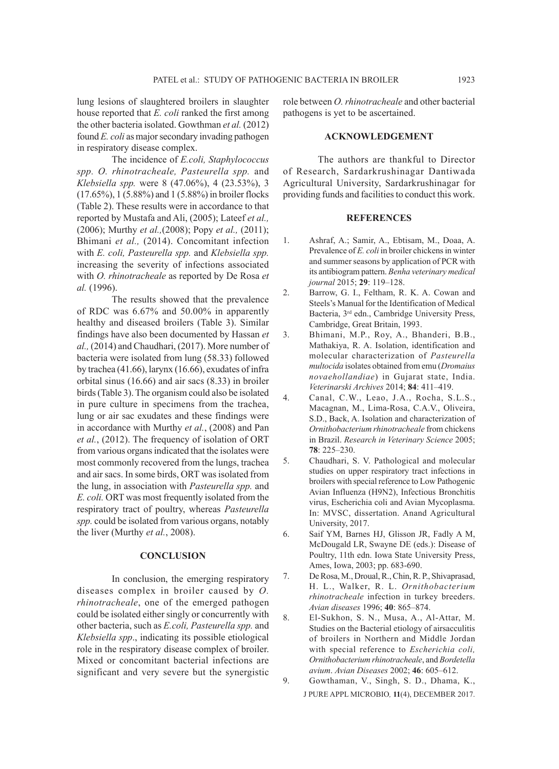lung lesions of slaughtered broilers in slaughter house reported that *E. coli* ranked the first among the other bacteria isolated. Gowthman *et al.* (2012) found *E. coli* as major secondary invading pathogen in respiratory disease complex.

The incidence of *E.coli, Staphylococcus spp*. *O. rhinotracheale, Pasteurella spp.* and *Klebsiella spp.* were 8 (47.06%), 4 (23.53%), 3 (17.65%), 1 (5.88%) and 1 (5.88%) in broiler flocks (Table 2). These results were in accordance to that reported by Mustafa and Ali, (2005); Lateef *et al.,* (2006); Murthy *et al.,*(2008); Popy *et al.,* (2011); Bhimani *et al.,* (2014). Concomitant infection with *E. coli, Pasteurella spp.* and *Klebsiella spp.* increasing the severity of infections associated with *O. rhinotracheale* as reported by De Rosa *et al.* (1996).

The results showed that the prevalence of RDC was 6.67% and 50.00% in apparently healthy and diseased broilers (Table 3). Similar findings have also been documented by Hassan *et al.,* (2014) and Chaudhari, (2017). More number of bacteria were isolated from lung (58.33) followed by trachea (41.66), larynx (16.66), exudates of infra orbital sinus (16.66) and air sacs (8.33) in broiler birds (Table 3). The organism could also be isolated in pure culture in specimens from the trachea, lung or air sac exudates and these findings were in accordance with Murthy *et al.*, (2008) and Pan *et al.*, (2012). The frequency of isolation of ORT from various organs indicated that the isolates were most commonly recovered from the lungs, trachea and air sacs. In some birds, ORT was isolated from the lung, in association with *Pasteurella spp.* and *E. coli.* ORT was most frequently isolated from the respiratory tract of poultry, whereas *Pasteurella spp.* could be isolated from various organs, notably the liver (Murthy *et al.*, 2008).

## CONCLUSION

In conclusion, the emerging respiratory diseases complex in broiler caused by *O. rhinotracheale*, one of the emerged pathogen could be isolated either singly or concurrently with other bacteria, such as *E.coli, Pasteurella spp.* and *Klebsiella spp*., indicating its possible etiological role in the respiratory disease complex of broiler. Mixed or concomitant bacterial infections are significant and very severe but the synergistic role between *O. rhinotracheale* and other bacterial pathogens is yet to be ascertained.

## ACKNOWLEDGEMENT

The authors are thankful to Director of Research, Sardarkrushinagar Dantiwada Agricultural University, Sardarkrushinagar for providing funds and facilities to conduct this work.

## REFERENCES

1. Ashraf, A.; Samir, A., Ebtisam, M., Doaa, A. Prevalence of *E. coli* in broiler chickens in winter and summer seasons by application of PCR with its antibiogram pattern. *Benha veterinary medical journal* 2015; **29**: 119–128.
2. Barrow, G. I., Feltham, R. K. A. Cowan and Steels's Manual for the Identification of Medical Bacteria, 3rd edn., Cambridge University Press, Cambridge, Great Britain, 1993.
3. Bhimani, M.P., Roy, A., Bhanderi, B.B., Mathakiya, R. A. Isolation, identification and molecular characterization of *Pasteurella multocida* isolates obtained from emu (*Dromaius novaehollandiae*) in Gujarat state, India. *Veterinarski Archives* 2014; **84**: 411–419.
4. Canal, C.W., Leao, J.A., Rocha, S.L.S., Macagnan, M., Lima-Rosa, C.A.V., Oliveira, S.D., Back, A. Isolation and characterization of *Ornithobacterium rhinotracheale* from chickens in Brazil. *Research in Veterinary Science* 2005; **78**: 225–230.
5. Chaudhari, S. V. Pathological and molecular studies on upper respiratory tract infections in broilers with special reference to Low Pathogenic Avian Influenza (H9N2), Infectious Bronchitis virus, Escherichia coli and Avian Mycoplasma. In: MVSC, dissertation. Anand Agricultural University, 2017.
6. Saif YM, Barnes HJ, Glisson JR, Fadly A M, McDougald LR, Swayne DE (eds.): Disease of Poultry, 11th edn. Iowa State University Press, Ames, Iowa, 2003; pp. 683-690.
7. De Rosa, M., Droual, R., Chin, R. P., Shivaprasad, H. L., Walker, R. L. *Ornithobacterium rhinotracheale* infection in turkey breeders. *Avian diseases* 1996; **40**: 865–874.
8. El-Sukhon, S. N., Musa, A., Al-Attar, M. Studies on the Bacterial etiology of airsacculitis of broilers in Northern and Middle Jordan with special reference to *Escherichia coli, Ornithobacterium rhinotracheale*, and *Bordetella avium*. *Avian Diseases* 2002; **46**: 605–612.
9. Gowthaman, V., Singh, S. D., Dhama, K.,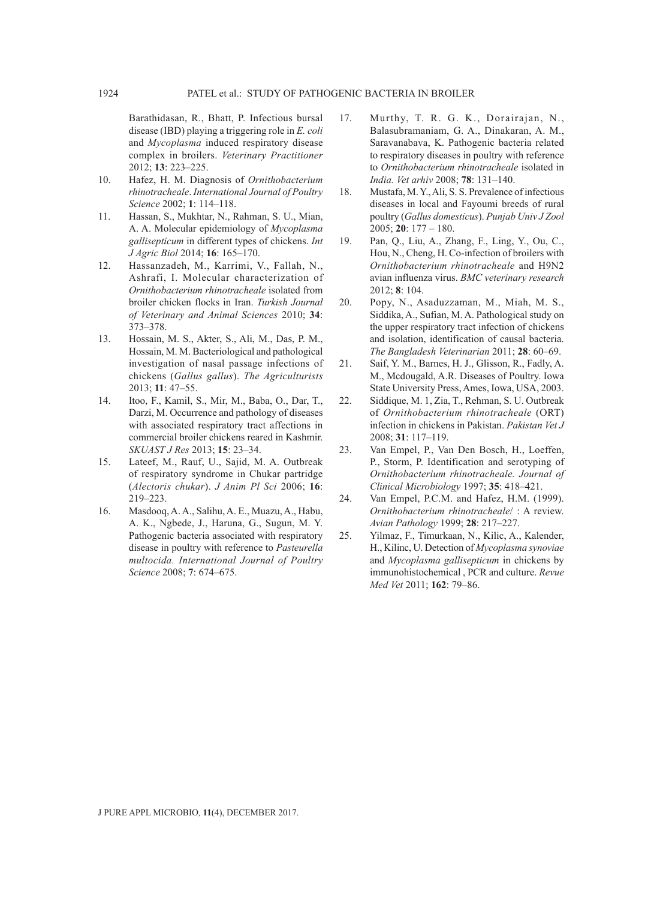Barathidasan, R., Bhatt, P. Infectious bursal disease (IBD) playing a triggering role in *E. coli* and *Mycoplasma* induced respiratory disease complex in broilers. *Veterinary Practitioner* 2012; **13**: 223–225.

10. Hafez, H. M. Diagnosis of *Ornithobacterium rhinotracheale*. *International Journal of Poultry Science* 2002; **1**: 114–118.
11. Hassan, S., Mukhtar, N., Rahman, S. U., Mian, A. A. Molecular epidemiology of *Mycoplasma gallisepticum* in different types of chickens. *Int J Agric Biol* 2014; **16**: 165–170.
12. Hassanzadeh, M., Karrimi, V., Fallah, N., Ashrafi, I. Molecular characterization of *Ornithobacterium rhinotracheale* isolated from broiler chicken flocks in Iran. *Turkish Journal of Veterinary and Animal Sciences* 2010; **34**: 373–378.
13. Hossain, M. S., Akter, S., Ali, M., Das, P. M., Hossain, M. M. Bacteriological and pathological investigation of nasal passage infections of chickens (*Gallus gallus*). *The Agriculturists* 2013; **11**: 47–55.
14. Itoo, F., Kamil, S., Mir, M., Baba, O., Dar, T., Darzi, M. Occurrence and pathology of diseases with associated respiratory tract affections in commercial broiler chickens reared in Kashmir. *SKUAST J Res* 2013; **15**: 23–34.
15. Lateef, M., Rauf, U., Sajid, M. A. Outbreak of respiratory syndrome in Chukar partridge (*Alectoris chukar*). *J Anim Pl Sci* 2006; **16**: 219–223.
16. Masdooq, A. A., Salihu, A. E., Muazu, A., Habu, A. K., Ngbede, J., Haruna, G., Sugun, M. Y. Pathogenic bacteria associated with respiratory disease in poultry with reference to *Pasteurella multocida. International Journal of Poultry Science* 2008; **7**: 674–675.
17. Murthy, T. R. G. K., Dorairajan, N., Balasubramaniam, G. A., Dinakaran, A. M., Saravanabava, K. Pathogenic bacteria related to respiratory diseases in poultry with reference to *Ornithobacterium rhinotracheale* isolated in *India. Vet arhiv* 2008; **78**: 131–140.
18. Mustafa, M. Y., Ali, S. S. Prevalence of infectious diseases in local and Fayoumi breeds of rural poultry (*Gallus domesticus*). *Punjab Univ J Zool* 2005; **20**: 177 – 180.
19. Pan, Q., Liu, A., Zhang, F., Ling, Y., Ou, C., Hou, N., Cheng, H. Co-infection of broilers with *Ornithobacterium rhinotracheale* and H9N2 avian influenza virus. *BMC veterinary research* 2012; **8**: 104.
20. Popy, N., Asaduzzaman, M., Miah, M. S., Siddika, A., Sufian, M. A. Pathological study on the upper respiratory tract infection of chickens and isolation, identification of causal bacteria. *The Bangladesh Veterinarian* 2011; **28**: 60–69.
21. Saif, Y. M., Barnes, H. J., Glisson, R., Fadly, A. M., Mcdougald, A.R. Diseases of Poultry. Iowa State University Press, Ames, Iowa, USA, 2003.
22. Siddique, M. 1, Zia, T., Rehman, S. U. Outbreak of *Ornithobacterium rhinotracheale* (ORT) infection in chickens in Pakistan. *Pakistan Vet J* 2008; **31**: 117–119.
23. Van Empel, P., Van Den Bosch, H., Loeffen, P., Storm, P. Identification and serotyping of *Ornithobacterium rhinotracheale. Journal of Clinical Microbiology* 1997; **35**: 418–421.
24. Van Empel, P.C.M. and Hafez, H.M. (1999). *Ornithobacterium rhinotracheale*/ : A review. *Avian Pathology* 1999; **28**: 217–227.
25. Yilmaz, F., Timurkaan, N., Kilic, A., Kalender, H., Kilinc, U. Detection of *Mycoplasma synoviae* and *Mycoplasma gallisepticum* in chickens by immunohistochemical , PCR and culture. *Revue Med Vet* 2011; **162**: 79–86.